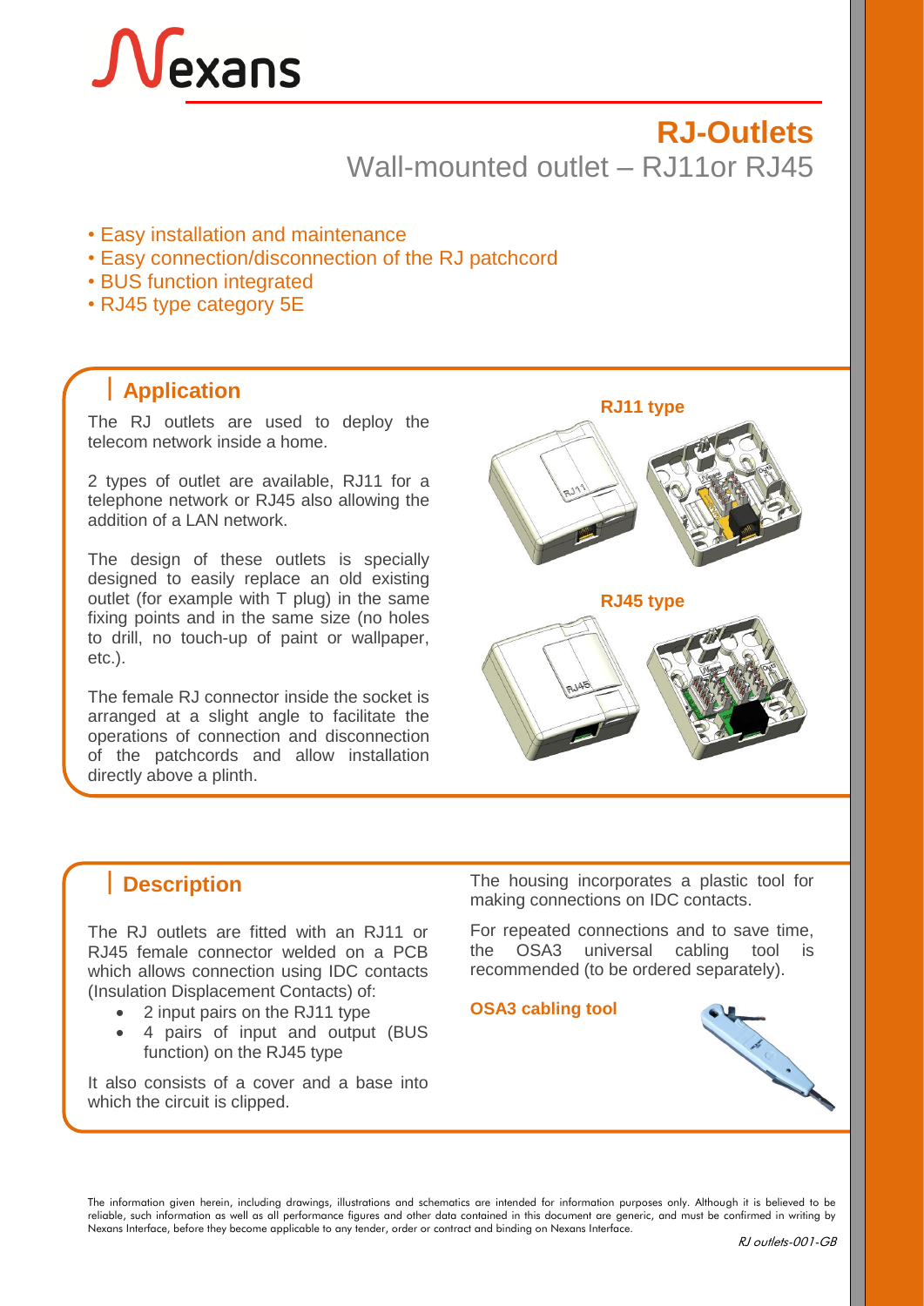# RJ-Outlets

## Wall-mounted outlet – RJ11or RJ45

- Easy installation and maintenance
- Easy connection/disconnection of the RJ patchcord
- BUS function integrated
- RJ45 type category 5E

## Application

The RJ outlets are used to deploy the telecom network inside a home.

2 types of outlet are available, RJ11 for a telephone network or RJ45 also allowing the addition of a LAN network.

The design of these outlets is specially designed to easily replace an old existing outlet (for example with T plug) in the same fixing points and in the same size (no holes to drill, no touch-up of paint or wallpaper, etc.).

The female RJ connector inside the socket is arranged at a slight angle to facilitate the operations of connection and disconnection of the patchcords and allow installation directly above a plinth.

**RJ11 type**

**RJ45 type**

## Description

The RJ outlets are fitted with an RJ11 or RJ45 female connector welded on a PCB which allows connection using IDC contacts (Insulation Displacement Contacts) of:

- 2 input pairs on the RJ11 type
- 4 pairs of input and output (BUS function) on the RJ45 type

It also consists of a cover and a base into which the circuit is clipped.

The housing incorporates a plastic tool for making connections on IDC contacts.

For repeated connections and to save time, the OSA3 universal cabling tool is recommended (to be ordered separately).

**OSA3 cabling tool**

The information given herein, including drawings, illustrations and schematics are intended for information purposes only. Although it is believed to be reliable, such information as well as all performance figures and other data contained in this document are generic, and must be confirmed in writing by Nexans Interface, before they become applicable to any tender, order or contract and binding on Nexans Interface.

*RJ outlets-001-GB*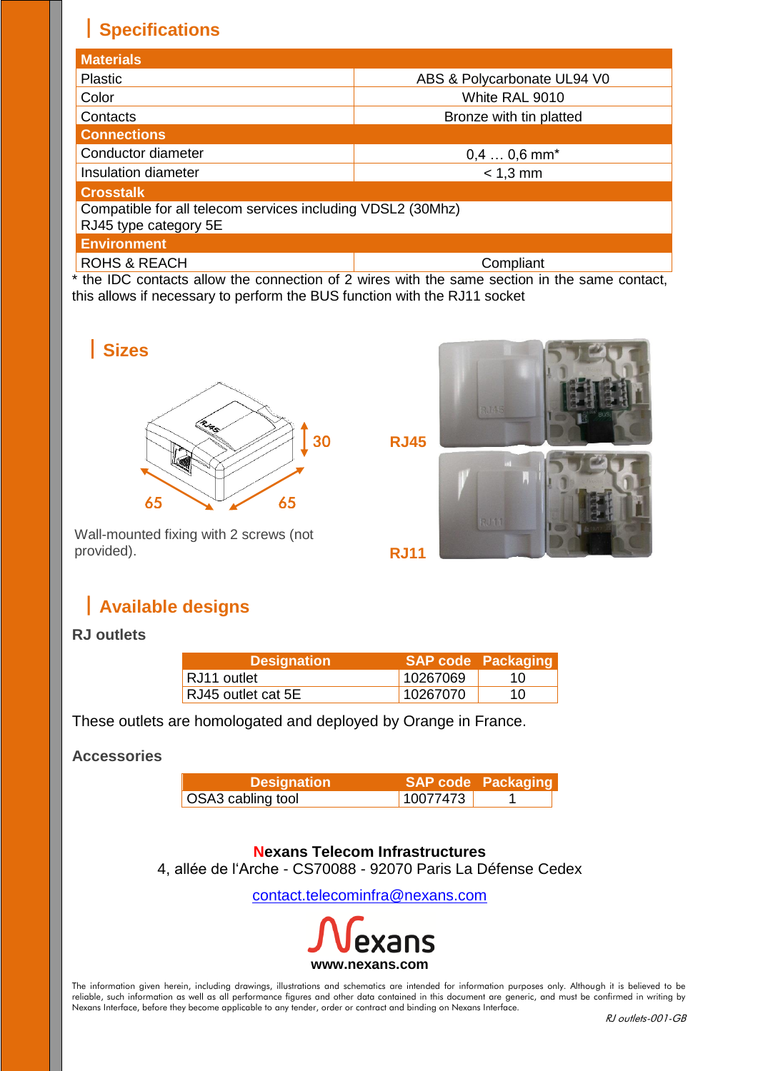## Specifications

| | |
|---|---|
| **Materials** | |
| Plastic | ABS & Polycarbonate UL94 V0 |
| Color | White RAL 9010 |
| Contacts | Bronze with tin platted |
| **Connections** | |
| Conductor diameter | 0,4 … 0,6 mm* |
| Insulation diameter | < 1,3 mm |
| **Crosstalk** | |
| Compatible for all telecom services including VDSL2 (30Mhz) RJ45 type category 5E | |
| **Environment** | |
| ROHS & REACH | Compliant |

* the IDC contacts allow the connection of 2 wires with the same section in the same contact, this allows if necessary to perform the BUS function with the RJ11 socket

## Sizes

RJ45

30

65

65

RJ45

RJ11

Wall-mounted fixing with 2 screws (not provided).

## Available designs

### RJ outlets

| Designation | SAP code | Packaging |
|---|---|---|
| RJ11 outlet | 10267069 | 10 |
| RJ45 outlet cat 5E | 10267070 | 10 |

These outlets are homologated and deployed by Orange in France.

### Accessories

| Designation | SAP code | Packaging |
|---|---|---|
| OSA3 cabling tool | 10077473 | 1 |

**Nexans Telecom Infrastructures**
4, allée de l'Arche - CS70088 - 92070 Paris La Défense Cedex

contact.telecominfra@nexans.com

Nexans
**www.nexans.com**

The information given herein, including drawings, illustrations and schematics are intended for information purposes only. Although it is believed to be reliable, such information as well as all performance figures and other data contained in this document are generic, and must be confirmed in writing by Nexans Interface, before they become applicable to any tender, order or contract and binding on Nexans Interface.

*RJ outlets-001-GB*